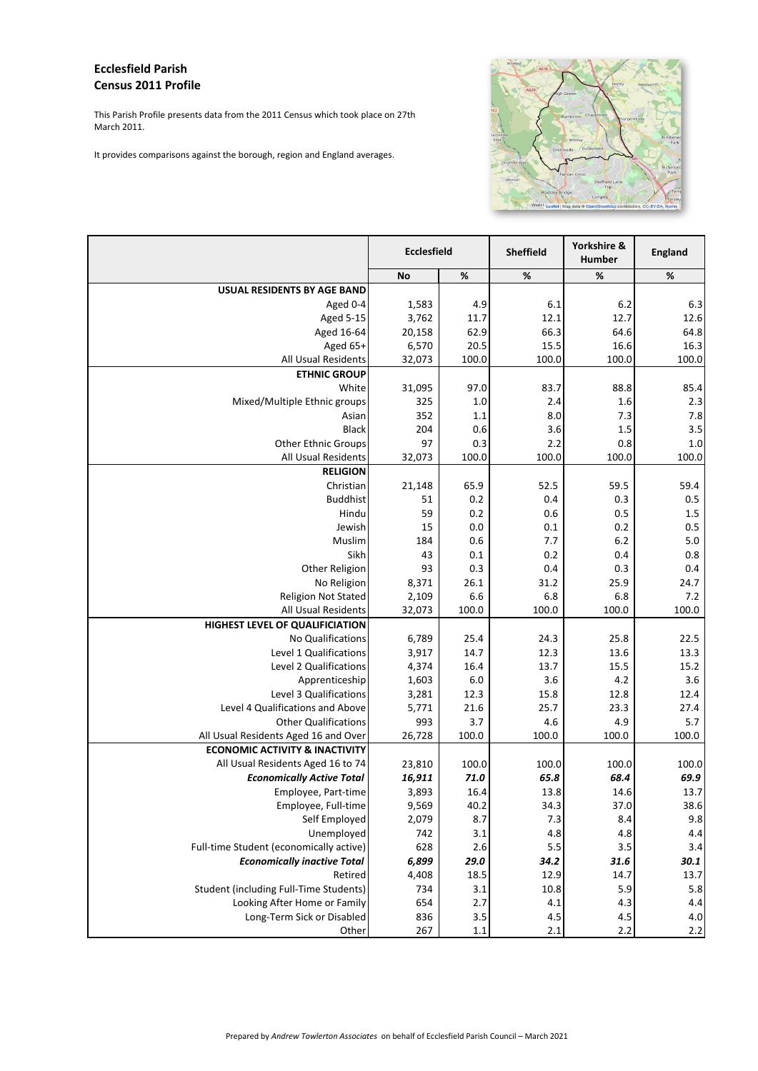**Ecclesfield Parish**
**Census 2011 Profile**

This Parish Profile presents data from the 2011 Census which took place on 27th March 2011.

It provides comparisons against the borough, region and England averages.

| | Ecclesfield | | Sheffield | Yorkshire & Humber | England |
|---|---|---|---|---|---|
| | No | % | % | % | % |
| **USUAL RESIDENTS BY AGE BAND** | | | | | |
| Aged 0-4 | 1,583 | 4.9 | 6.1 | 6.2 | 6.3 |
| Aged 5-15 | 3,762 | 11.7 | 12.1 | 12.7 | 12.6 |
| Aged 16-64 | 20,158 | 62.9 | 66.3 | 64.6 | 64.8 |
| Aged 65+ | 6,570 | 20.5 | 15.5 | 16.6 | 16.3 |
| All Usual Residents | 32,073 | 100.0 | 100.0 | 100.0 | 100.0 |
| **ETHNIC GROUP** | | | | | |
| White | 31,095 | 97.0 | 83.7 | 88.8 | 85.4 |
| Mixed/Multiple Ethnic groups | 325 | 1.0 | 2.4 | 1.6 | 2.3 |
| Asian | 352 | 1.1 | 8.0 | 7.3 | 7.8 |
| Black | 204 | 0.6 | 3.6 | 1.5 | 3.5 |
| Other Ethnic Groups | 97 | 0.3 | 2.2 | 0.8 | 1.0 |
| All Usual Residents | 32,073 | 100.0 | 100.0 | 100.0 | 100.0 |
| **RELIGION** | | | | | |
| Christian | 21,148 | 65.9 | 52.5 | 59.5 | 59.4 |
| Buddhist | 51 | 0.2 | 0.4 | 0.3 | 0.5 |
| Hindu | 59 | 0.2 | 0.6 | 0.5 | 1.5 |
| Jewish | 15 | 0.0 | 0.1 | 0.2 | 0.5 |
| Muslim | 184 | 0.6 | 7.7 | 6.2 | 5.0 |
| Sikh | 43 | 0.1 | 0.2 | 0.4 | 0.8 |
| Other Religion | 93 | 0.3 | 0.4 | 0.3 | 0.4 |
| No Religion | 8,371 | 26.1 | 31.2 | 25.9 | 24.7 |
| Religion Not Stated | 2,109 | 6.6 | 6.8 | 6.8 | 7.2 |
| All Usual Residents | 32,073 | 100.0 | 100.0 | 100.0 | 100.0 |
| **HIGHEST LEVEL OF QUALIFICIATION** | | | | | |
| No Qualifications | 6,789 | 25.4 | 24.3 | 25.8 | 22.5 |
| Level 1 Qualifications | 3,917 | 14.7 | 12.3 | 13.6 | 13.3 |
| Level 2 Qualifications | 4,374 | 16.4 | 13.7 | 15.5 | 15.2 |
| Apprenticeship | 1,603 | 6.0 | 3.6 | 4.2 | 3.6 |
| Level 3 Qualifications | 3,281 | 12.3 | 15.8 | 12.8 | 12.4 |
| Level 4 Qualifications and Above | 5,771 | 21.6 | 25.7 | 23.3 | 27.4 |
| Other Qualifications | 993 | 3.7 | 4.6 | 4.9 | 5.7 |
| All Usual Residents Aged 16 and Over | 26,728 | 100.0 | 100.0 | 100.0 | 100.0 |
| **ECONOMIC ACTIVITY & INACTIVITY** | | | | | |
| All Usual Residents Aged 16 to 74 | 23,810 | 100.0 | 100.0 | 100.0 | 100.0 |
| ***Economically Active Total*** | ***16,911*** | ***71.0*** | ***65.8*** | ***68.4*** | ***69.9*** |
| Employee, Part-time | 3,893 | 16.4 | 13.8 | 14.6 | 13.7 |
| Employee, Full-time | 9,569 | 40.2 | 34.3 | 37.0 | 38.6 |
| Self Employed | 2,079 | 8.7 | 7.3 | 8.4 | 9.8 |
| Unemployed | 742 | 3.1 | 4.8 | 4.8 | 4.4 |
| Full-time Student (economically active) | 628 | 2.6 | 5.5 | 3.5 | 3.4 |
| ***Economically inactive Total*** | ***6,899*** | ***29.0*** | ***34.2*** | ***31.6*** | ***30.1*** |
| Retired | 4,408 | 18.5 | 12.9 | 14.7 | 13.7 |
| Student (including Full-Time Students) | 734 | 3.1 | 10.8 | 5.9 | 5.8 |
| Looking After Home or Family | 654 | 2.7 | 4.1 | 4.3 | 4.4 |
| Long-Term Sick or Disabled | 836 | 3.5 | 4.5 | 4.5 | 4.0 |
| Other | 267 | 1.1 | 2.1 | 2.2 | 2.2 |

Prepared by *Andrew Towlerton Associates* on behalf of Ecclesfield Parish Council – March 2021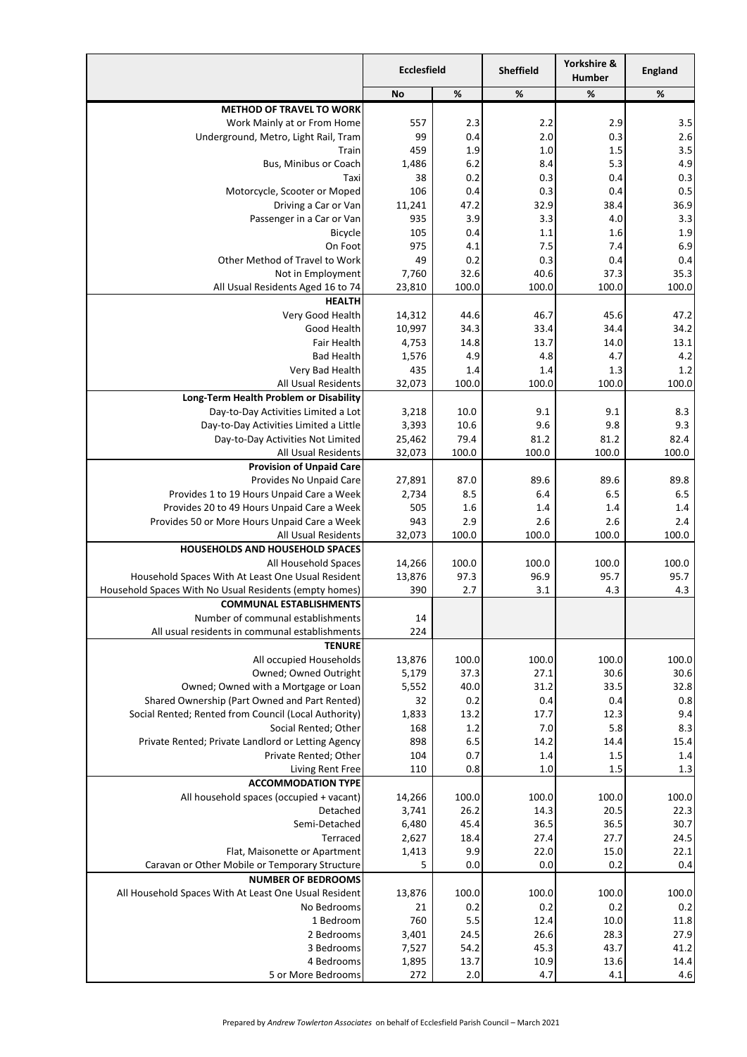| | Ecclesfield | | Sheffield | Yorkshire & Humber | England |
|---|---|---|---|---|---|
| | No | % | % | % | % |
| **METHOD OF TRAVEL TO WORK** | | | | | |
| Work Mainly at or From Home | 557 | 2.3 | 2.2 | 2.9 | 3.5 |
| Underground, Metro, Light Rail, Tram | 99 | 0.4 | 2.0 | 0.3 | 2.6 |
| Train | 459 | 1.9 | 1.0 | 1.5 | 3.5 |
| Bus, Minibus or Coach | 1,486 | 6.2 | 8.4 | 5.3 | 4.9 |
| Taxi | 38 | 0.2 | 0.3 | 0.4 | 0.3 |
| Motorcycle, Scooter or Moped | 106 | 0.4 | 0.3 | 0.4 | 0.5 |
| Driving a Car or Van | 11,241 | 47.2 | 32.9 | 38.4 | 36.9 |
| Passenger in a Car or Van | 935 | 3.9 | 3.3 | 4.0 | 3.3 |
| Bicycle | 105 | 0.4 | 1.1 | 1.6 | 1.9 |
| On Foot | 975 | 4.1 | 7.5 | 7.4 | 6.9 |
| Other Method of Travel to Work | 49 | 0.2 | 0.3 | 0.4 | 0.4 |
| Not in Employment | 7,760 | 32.6 | 40.6 | 37.3 | 35.3 |
| All Usual Residents Aged 16 to 74 | 23,810 | 100.0 | 100.0 | 100.0 | 100.0 |
| **HEALTH** | | | | | |
| Very Good Health | 14,312 | 44.6 | 46.7 | 45.6 | 47.2 |
| Good Health | 10,997 | 34.3 | 33.4 | 34.4 | 34.2 |
| Fair Health | 4,753 | 14.8 | 13.7 | 14.0 | 13.1 |
| Bad Health | 1,576 | 4.9 | 4.8 | 4.7 | 4.2 |
| Very Bad Health | 435 | 1.4 | 1.4 | 1.3 | 1.2 |
| All Usual Residents | 32,073 | 100.0 | 100.0 | 100.0 | 100.0 |
| **Long-Term Health Problem or Disability** | | | | | |
| Day-to-Day Activities Limited a Lot | 3,218 | 10.0 | 9.1 | 9.1 | 8.3 |
| Day-to-Day Activities Limited a Little | 3,393 | 10.6 | 9.6 | 9.8 | 9.3 |
| Day-to-Day Activities Not Limited | 25,462 | 79.4 | 81.2 | 81.2 | 82.4 |
| All Usual Residents | 32,073 | 100.0 | 100.0 | 100.0 | 100.0 |
| **Provision of Unpaid Care** | | | | | |
| Provides No Unpaid Care | 27,891 | 87.0 | 89.6 | 89.6 | 89.8 |
| Provides 1 to 19 Hours Unpaid Care a Week | 2,734 | 8.5 | 6.4 | 6.5 | 6.5 |
| Provides 20 to 49 Hours Unpaid Care a Week | 505 | 1.6 | 1.4 | 1.4 | 1.4 |
| Provides 50 or More Hours Unpaid Care a Week | 943 | 2.9 | 2.6 | 2.6 | 2.4 |
| All Usual Residents | 32,073 | 100.0 | 100.0 | 100.0 | 100.0 |
| **HOUSEHOLDS AND HOUSEHOLD SPACES** | | | | | |
| All Household Spaces | 14,266 | 100.0 | 100.0 | 100.0 | 100.0 |
| Household Spaces With At Least One Usual Resident | 13,876 | 97.3 | 96.9 | 95.7 | 95.7 |
| Household Spaces With No Usual Residents (empty homes) | 390 | 2.7 | 3.1 | 4.3 | 4.3 |
| **COMMUNAL ESTABLISHMENTS** | | | | | |
| Number of communal establishments | 14 | | | | |
| All usual residents in communal establishments | 224 | | | | |
| **TENURE** | | | | | |
| All occupied Households | 13,876 | 100.0 | 100.0 | 100.0 | 100.0 |
| Owned; Owned Outright | 5,179 | 37.3 | 27.1 | 30.6 | 30.6 |
| Owned; Owned with a Mortgage or Loan | 5,552 | 40.0 | 31.2 | 33.5 | 32.8 |
| Shared Ownership (Part Owned and Part Rented) | 32 | 0.2 | 0.4 | 0.4 | 0.8 |
| Social Rented; Rented from Council (Local Authority) | 1,833 | 13.2 | 17.7 | 12.3 | 9.4 |
| Social Rented; Other | 168 | 1.2 | 7.0 | 5.8 | 8.3 |
| Private Rented; Private Landlord or Letting Agency | 898 | 6.5 | 14.2 | 14.4 | 15.4 |
| Private Rented; Other | 104 | 0.7 | 1.4 | 1.5 | 1.4 |
| Living Rent Free | 110 | 0.8 | 1.0 | 1.5 | 1.3 |
| **ACCOMMODATION TYPE** | | | | | |
| All household spaces (occupied + vacant) | 14,266 | 100.0 | 100.0 | 100.0 | 100.0 |
| Detached | 3,741 | 26.2 | 14.3 | 20.5 | 22.3 |
| Semi-Detached | 6,480 | 45.4 | 36.5 | 36.5 | 30.7 |
| Terraced | 2,627 | 18.4 | 27.4 | 27.7 | 24.5 |
| Flat, Maisonette or Apartment | 1,413 | 9.9 | 22.0 | 15.0 | 22.1 |
| Caravan or Other Mobile or Temporary Structure | 5 | 0.0 | 0.0 | 0.2 | 0.4 |
| **NUMBER OF BEDROOMS** | | | | | |
| All Household Spaces With At Least One Usual Resident | 13,876 | 100.0 | 100.0 | 100.0 | 100.0 |
| No Bedrooms | 21 | 0.2 | 0.2 | 0.2 | 0.2 |
| 1 Bedroom | 760 | 5.5 | 12.4 | 10.0 | 11.8 |
| 2 Bedrooms | 3,401 | 24.5 | 26.6 | 28.3 | 27.9 |
| 3 Bedrooms | 7,527 | 54.2 | 45.3 | 43.7 | 41.2 |
| 4 Bedrooms | 1,895 | 13.7 | 10.9 | 13.6 | 14.4 |
| 5 or More Bedrooms | 272 | 2.0 | 4.7 | 4.1 | 4.6 |

Prepared by *Andrew Towlerton Associates* on behalf of Ecclesfield Parish Council – March 2021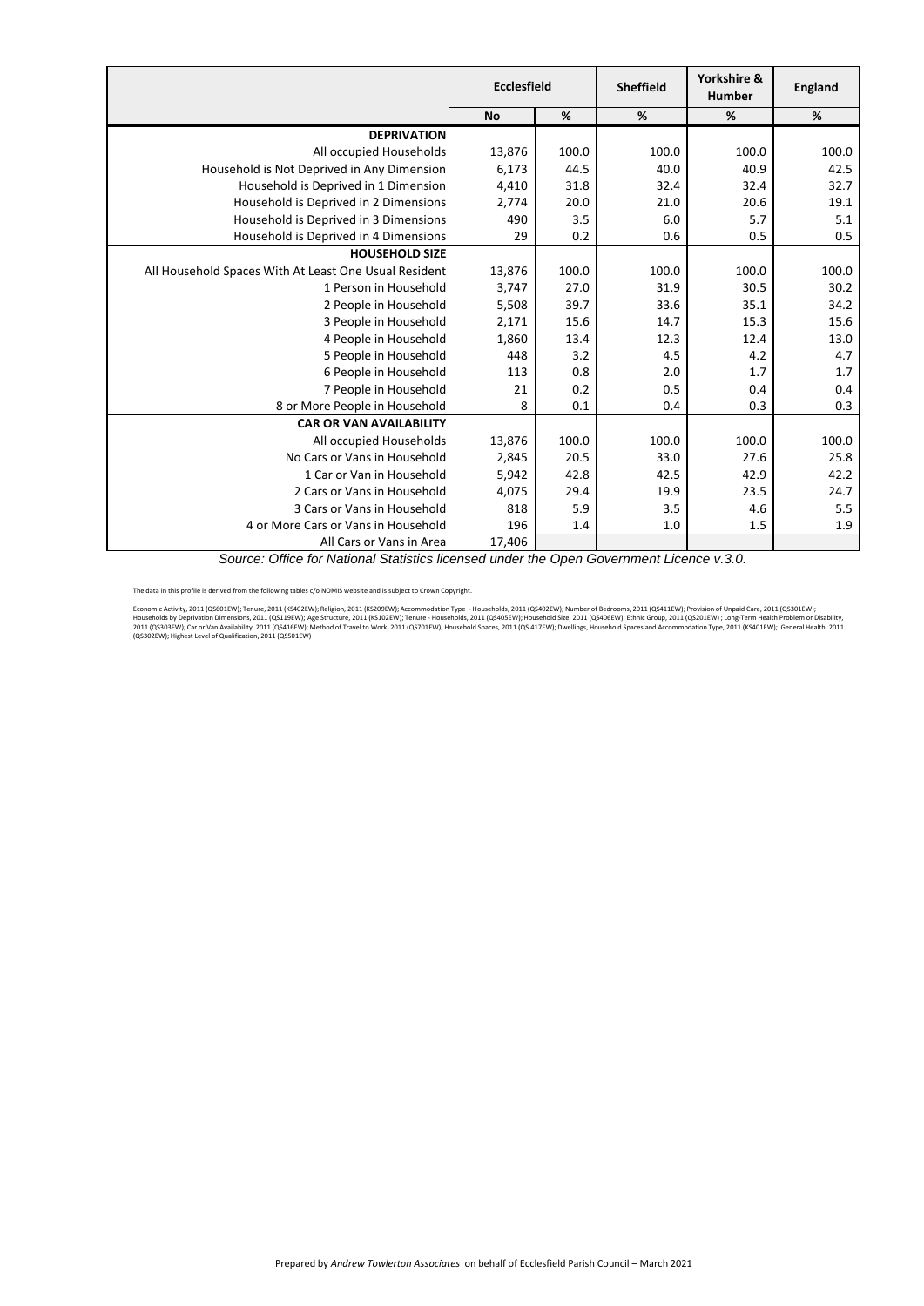| | Ecclesfield | | Sheffield | Yorkshire & Humber | England |
|---|---|---|---|---|---|
| | No | % | % | % | % |
| **DEPRIVATION** | | | | | |
| All occupied Households | 13,876 | 100.0 | 100.0 | 100.0 | 100.0 |
| Household is Not Deprived in Any Dimension | 6,173 | 44.5 | 40.0 | 40.9 | 42.5 |
| Household is Deprived in 1 Dimension | 4,410 | 31.8 | 32.4 | 32.4 | 32.7 |
| Household is Deprived in 2 Dimensions | 2,774 | 20.0 | 21.0 | 20.6 | 19.1 |
| Household is Deprived in 3 Dimensions | 490 | 3.5 | 6.0 | 5.7 | 5.1 |
| Household is Deprived in 4 Dimensions | 29 | 0.2 | 0.6 | 0.5 | 0.5 |
| **HOUSEHOLD SIZE** | | | | | |
| All Household Spaces With At Least One Usual Resident | 13,876 | 100.0 | 100.0 | 100.0 | 100.0 |
| 1 Person in Household | 3,747 | 27.0 | 31.9 | 30.5 | 30.2 |
| 2 People in Household | 5,508 | 39.7 | 33.6 | 35.1 | 34.2 |
| 3 People in Household | 2,171 | 15.6 | 14.7 | 15.3 | 15.6 |
| 4 People in Household | 1,860 | 13.4 | 12.3 | 12.4 | 13.0 |
| 5 People in Household | 448 | 3.2 | 4.5 | 4.2 | 4.7 |
| 6 People in Household | 113 | 0.8 | 2.0 | 1.7 | 1.7 |
| 7 People in Household | 21 | 0.2 | 0.5 | 0.4 | 0.4 |
| 8 or More People in Household | 8 | 0.1 | 0.4 | 0.3 | 0.3 |
| **CAR OR VAN AVAILABILITY** | | | | | |
| All occupied Households | 13,876 | 100.0 | 100.0 | 100.0 | 100.0 |
| No Cars or Vans in Household | 2,845 | 20.5 | 33.0 | 27.6 | 25.8 |
| 1 Car or Van in Household | 5,942 | 42.8 | 42.5 | 42.9 | 42.2 |
| 2 Cars or Vans in Household | 4,075 | 29.4 | 19.9 | 23.5 | 24.7 |
| 3 Cars or Vans in Household | 818 | 5.9 | 3.5 | 4.6 | 5.5 |
| 4 or More Cars or Vans in Household | 196 | 1.4 | 1.0 | 1.5 | 1.9 |
| All Cars or Vans in Area | 17,406 | | | | |

*Source: Office for National Statistics licensed under the Open Government Licence v.3.0.*

The data in this profile is derived from the following tables c/o NOMIS website and is subject to Crown Copyright.

Economic Activity, 2011 (QS601EW); Tenure, 2011 (KS402EW); Religion, 2011 (KS209EW); Accommodation Type - Households, 2011 (QS402EW); Number of Bedrooms, 2011 (QS411EW); Provision of Unpaid Care, 2011 (QS301EW); Households by Deprivation Dimensions, 2011 (QS119EW); Age Structure, 2011 (KS102EW); Tenure - Households, 2011 (QS405EW); Household Size, 2011 (QS406EW); Ethnic Group, 2011 (QS201EW) ; Long-Term Health Problem or Disability, 2011 (QS303EW); Car or Van Availability, 2011 (QS416EW); Method of Travel to Work, 2011 (QS701EW); Household Spaces, 2011 (QS 417EW); Dwellings, Household Spaces and Accommodation Type, 2011 (KS401EW); General Health, 2011 (QS302EW); Highest Level of Qualification, 2011 (QS501EW)

Prepared by *Andrew Towlerton Associates* on behalf of Ecclesfield Parish Council – March 2021